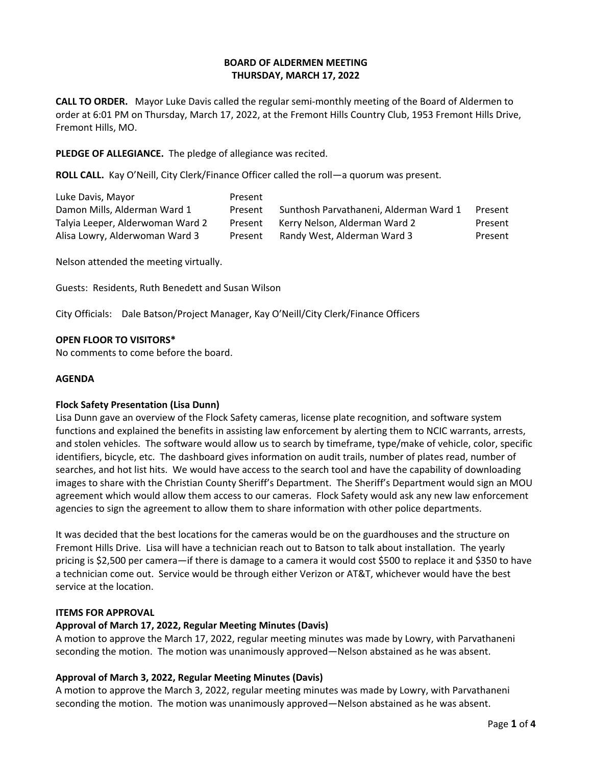**BOARD OF ALDERMEN MEETING**
**THURSDAY, MARCH 17, 2022**

**CALL TO ORDER.** Mayor Luke Davis called the regular semi-monthly meeting of the Board of Aldermen to order at 6:01 PM on Thursday, March 17, 2022, at the Fremont Hills Country Club, 1953 Fremont Hills Drive, Fremont Hills, MO.

**PLEDGE OF ALLEGIANCE.** The pledge of allegiance was recited.

**ROLL CALL.** Kay O'Neill, City Clerk/Finance Officer called the roll—a quorum was present.

| | | | |
|---|---|---|---|
| Luke Davis, Mayor | Present | | |
| Damon Mills, Alderman Ward 1 | Present | Sunthosh Parvathaneni, Alderman Ward 1 | Present |
| Talyia Leeper, Alderwoman Ward 2 | Present | Kerry Nelson, Alderman Ward 2 | Present |
| Alisa Lowry, Alderwoman Ward 3 | Present | Randy West, Alderman Ward 3 | Present |

Nelson attended the meeting virtually.

Guests: Residents, Ruth Benedett and Susan Wilson

City Officials: Dale Batson/Project Manager, Kay O'Neill/City Clerk/Finance Officers

**OPEN FLOOR TO VISITORS***
No comments to come before the board.

**AGENDA**

**Flock Safety Presentation (Lisa Dunn)**
Lisa Dunn gave an overview of the Flock Safety cameras, license plate recognition, and software system functions and explained the benefits in assisting law enforcement by alerting them to NCIC warrants, arrests, and stolen vehicles. The software would allow us to search by timeframe, type/make of vehicle, color, specific identifiers, bicycle, etc. The dashboard gives information on audit trails, number of plates read, number of searches, and hot list hits. We would have access to the search tool and have the capability of downloading images to share with the Christian County Sheriff's Department. The Sheriff's Department would sign an MOU agreement which would allow them access to our cameras. Flock Safety would ask any new law enforcement agencies to sign the agreement to allow them to share information with other police departments.

It was decided that the best locations for the cameras would be on the guardhouses and the structure on Fremont Hills Drive. Lisa will have a technician reach out to Batson to talk about installation. The yearly pricing is $2,500 per camera—if there is damage to a camera it would cost $500 to replace it and $350 to have a technician come out. Service would be through either Verizon or AT&T, whichever would have the best service at the location.

**ITEMS FOR APPROVAL**

**Approval of March 17, 2022, Regular Meeting Minutes (Davis)**
A motion to approve the March 17, 2022, regular meeting minutes was made by Lowry, with Parvathaneni seconding the motion. The motion was unanimously approved—Nelson abstained as he was absent.

**Approval of March 3, 2022, Regular Meeting Minutes (Davis)**
A motion to approve the March 3, 2022, regular meeting minutes was made by Lowry, with Parvathaneni seconding the motion. The motion was unanimously approved—Nelson abstained as he was absent.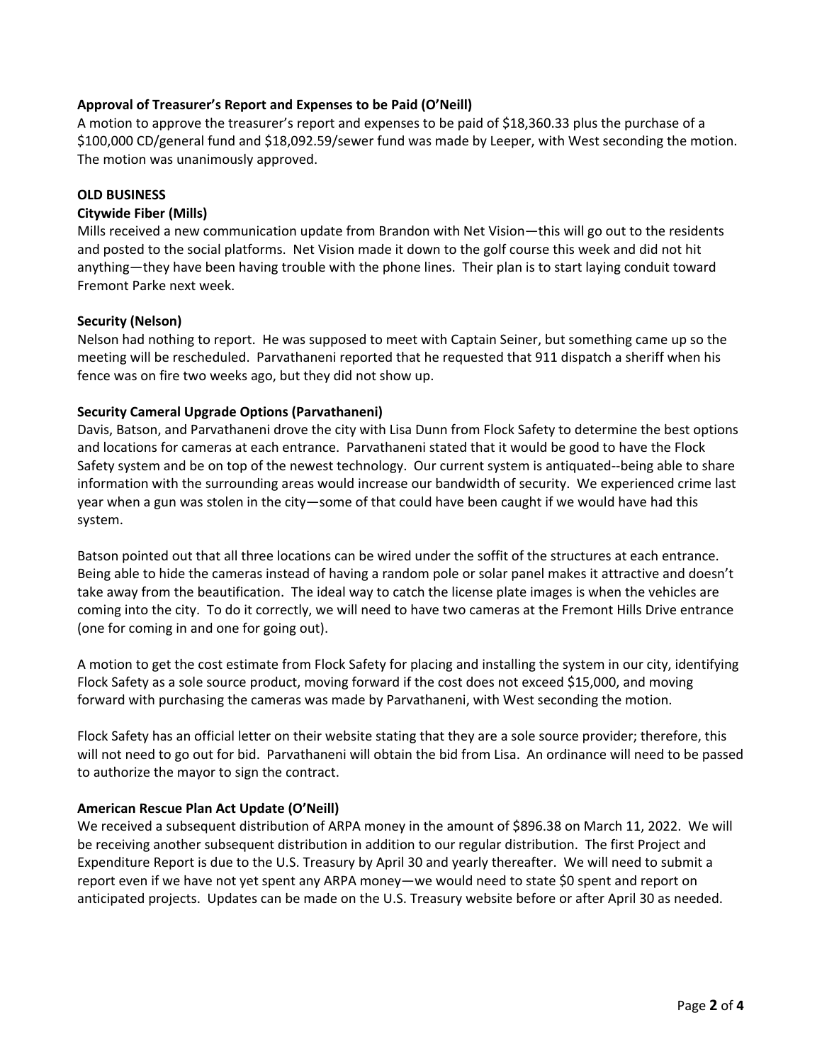**Approval of Treasurer's Report and Expenses to be Paid (O'Neill)**

A motion to approve the treasurer's report and expenses to be paid of $18,360.33 plus the purchase of a $100,000 CD/general fund and $18,092.59/sewer fund was made by Leeper, with West seconding the motion. The motion was unanimously approved.

**OLD BUSINESS**

**Citywide Fiber (Mills)**

Mills received a new communication update from Brandon with Net Vision—this will go out to the residents and posted to the social platforms. Net Vision made it down to the golf course this week and did not hit anything—they have been having trouble with the phone lines. Their plan is to start laying conduit toward Fremont Parke next week.

**Security (Nelson)**

Nelson had nothing to report. He was supposed to meet with Captain Seiner, but something came up so the meeting will be rescheduled. Parvathaneni reported that he requested that 911 dispatch a sheriff when his fence was on fire two weeks ago, but they did not show up.

**Security Cameral Upgrade Options (Parvathaneni)**

Davis, Batson, and Parvathaneni drove the city with Lisa Dunn from Flock Safety to determine the best options and locations for cameras at each entrance. Parvathaneni stated that it would be good to have the Flock Safety system and be on top of the newest technology. Our current system is antiquated--being able to share information with the surrounding areas would increase our bandwidth of security. We experienced crime last year when a gun was stolen in the city—some of that could have been caught if we would have had this system.

Batson pointed out that all three locations can be wired under the soffit of the structures at each entrance. Being able to hide the cameras instead of having a random pole or solar panel makes it attractive and doesn't take away from the beautification. The ideal way to catch the license plate images is when the vehicles are coming into the city. To do it correctly, we will need to have two cameras at the Fremont Hills Drive entrance (one for coming in and one for going out).

A motion to get the cost estimate from Flock Safety for placing and installing the system in our city, identifying Flock Safety as a sole source product, moving forward if the cost does not exceed $15,000, and moving forward with purchasing the cameras was made by Parvathaneni, with West seconding the motion.

Flock Safety has an official letter on their website stating that they are a sole source provider; therefore, this will not need to go out for bid. Parvathaneni will obtain the bid from Lisa. An ordinance will need to be passed to authorize the mayor to sign the contract.

**American Rescue Plan Act Update (O'Neill)**

We received a subsequent distribution of ARPA money in the amount of $896.38 on March 11, 2022. We will be receiving another subsequent distribution in addition to our regular distribution. The first Project and Expenditure Report is due to the U.S. Treasury by April 30 and yearly thereafter. We will need to submit a report even if we have not yet spent any ARPA money—we would need to state $0 spent and report on anticipated projects. Updates can be made on the U.S. Treasury website before or after April 30 as needed.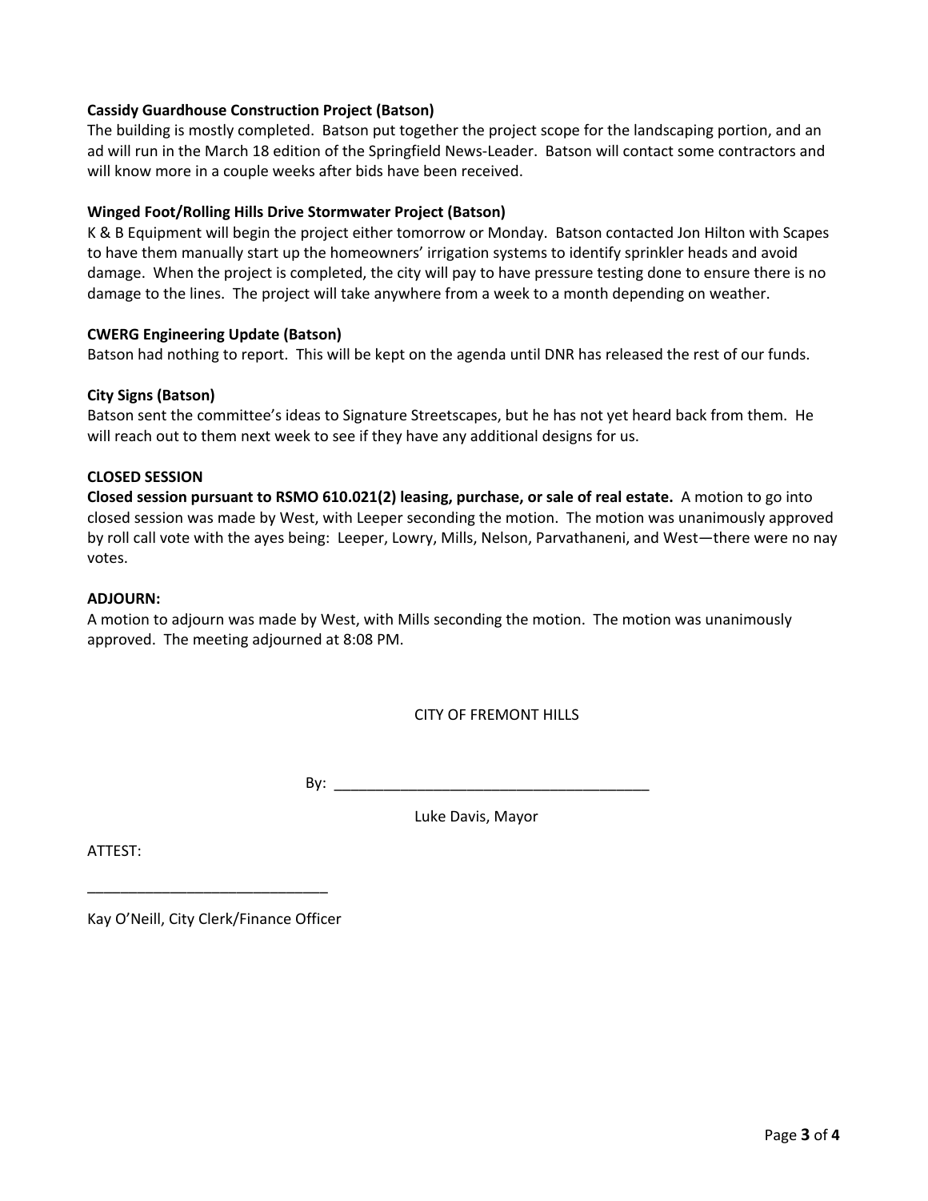**Cassidy Guardhouse Construction Project (Batson)**
The building is mostly completed. Batson put together the project scope for the landscaping portion, and an ad will run in the March 18 edition of the Springfield News-Leader. Batson will contact some contractors and will know more in a couple weeks after bids have been received.

**Winged Foot/Rolling Hills Drive Stormwater Project (Batson)**
K & B Equipment will begin the project either tomorrow or Monday. Batson contacted Jon Hilton with Scapes to have them manually start up the homeowners' irrigation systems to identify sprinkler heads and avoid damage. When the project is completed, the city will pay to have pressure testing done to ensure there is no damage to the lines. The project will take anywhere from a week to a month depending on weather.

**CWERG Engineering Update (Batson)**
Batson had nothing to report. This will be kept on the agenda until DNR has released the rest of our funds.

**City Signs (Batson)**
Batson sent the committee's ideas to Signature Streetscapes, but he has not yet heard back from them. He will reach out to them next week to see if they have any additional designs for us.

**CLOSED SESSION**
**Closed session pursuant to RSMO 610.021(2) leasing, purchase, or sale of real estate.** A motion to go into closed session was made by West, with Leeper seconding the motion. The motion was unanimously approved by roll call vote with the ayes being: Leeper, Lowry, Mills, Nelson, Parvathaneni, and West—there were no nay votes.

**ADJOURN:**
A motion to adjourn was made by West, with Mills seconding the motion. The motion was unanimously approved. The meeting adjourned at 8:08 PM.

CITY OF FREMONT HILLS

By: _______________________________________

Luke Davis, Mayor

ATTEST:

_____________________________

Kay O'Neill, City Clerk/Finance Officer